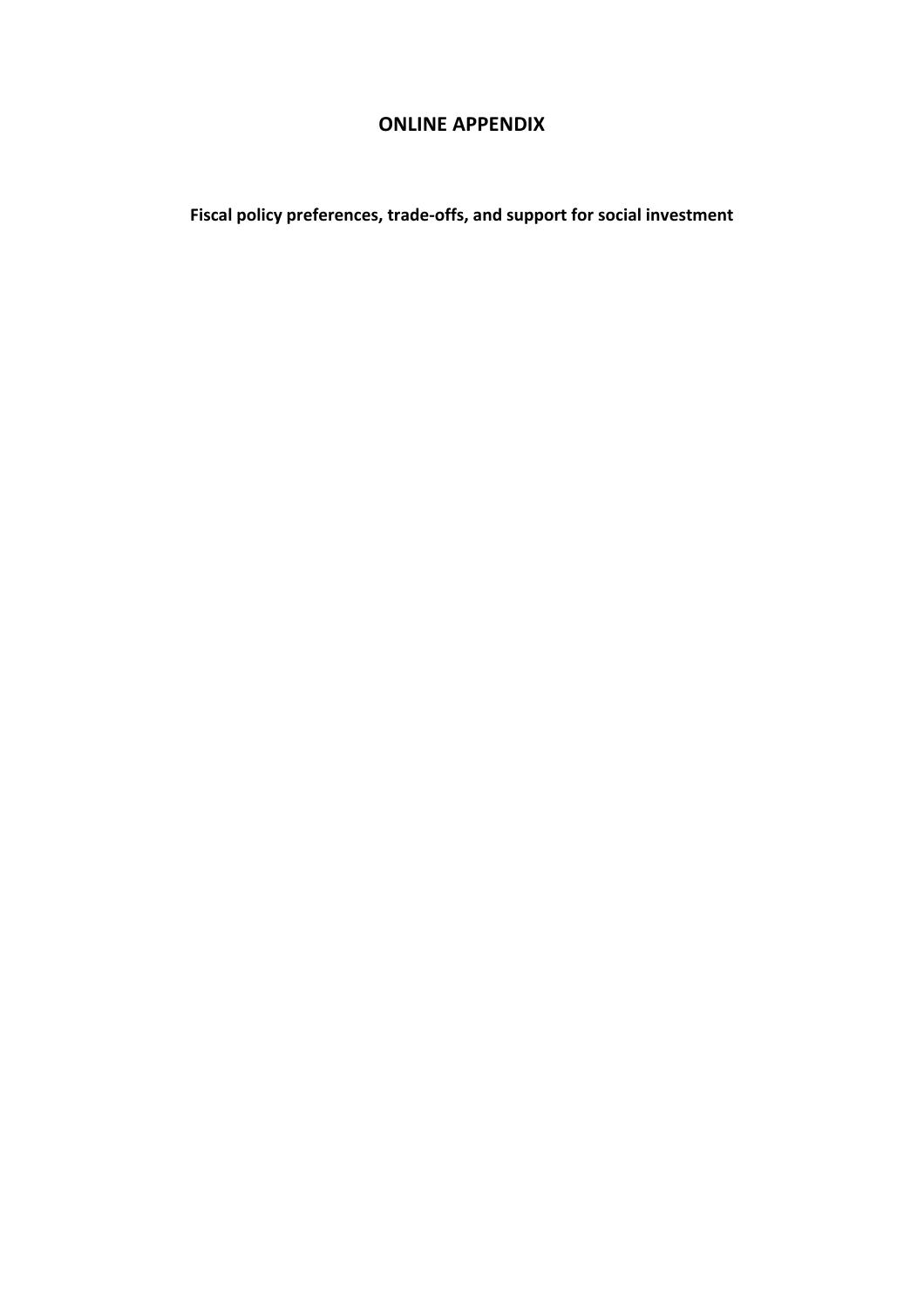# ONLINE APPENDIX

**Fiscal policy preferences, trade-offs, and support for social investment**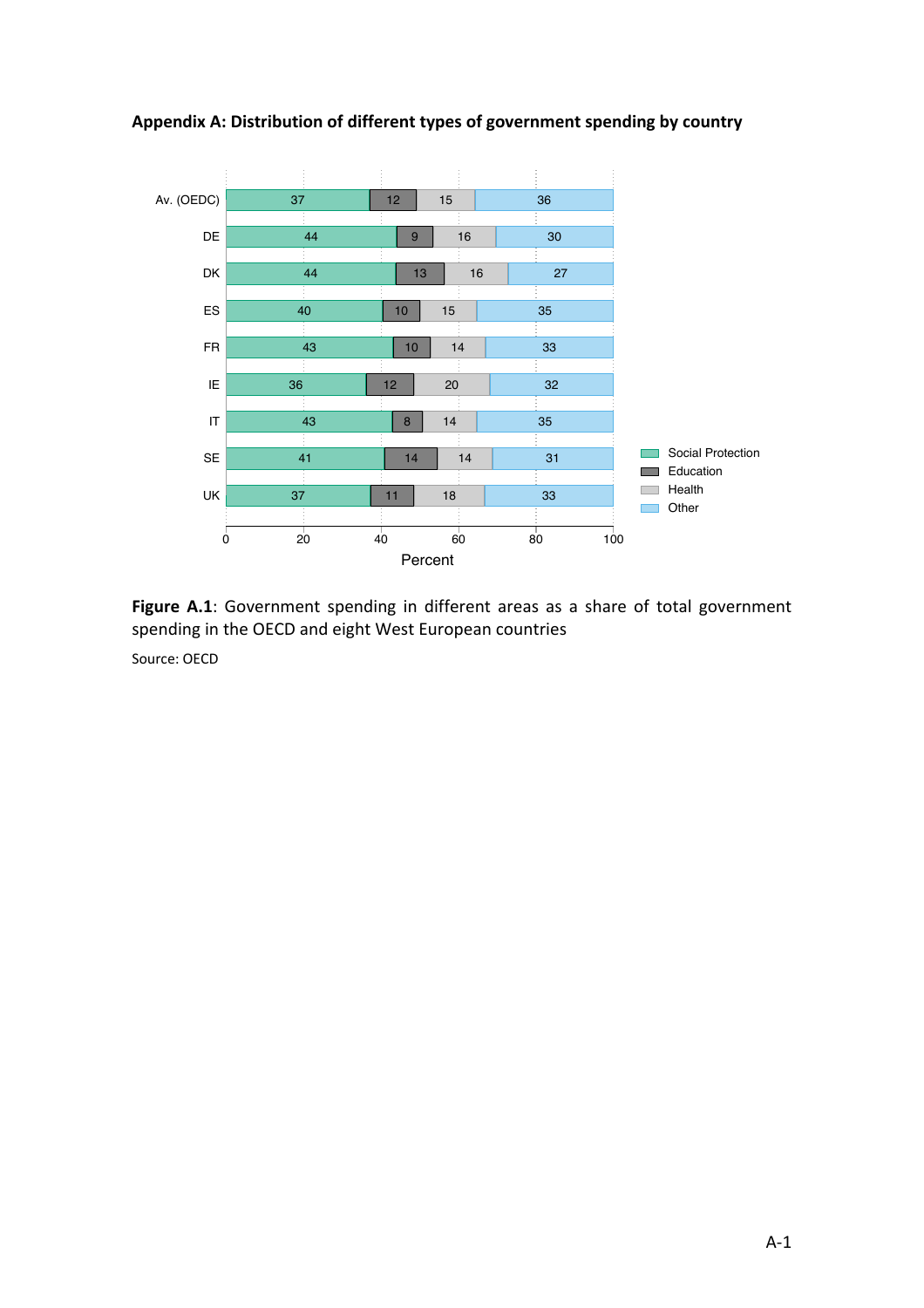## Appendix A: Distribution of different types of government spending by country

| | Social Protection | Education | Health | Other |
|---|---|---|---|---|
| Av. (OEDC) | 37 | 12 | 15 | 36 |
| DE | 44 | 9 | 16 | 30 |
| DK | 44 | 13 | 16 | 27 |
| ES | 40 | 10 | 15 | 35 |
| FR | 43 | 10 | 14 | 33 |
| IE | 36 | 12 | 20 | 32 |
| IT | 43 | 8 | 14 | 35 |
| SE | 41 | 14 | 14 | 31 |
| UK | 37 | 11 | 18 | 33 |

Percent

**Figure A.1**: Government spending in different areas as a share of total government spending in the OECD and eight West European countries

Source: OECD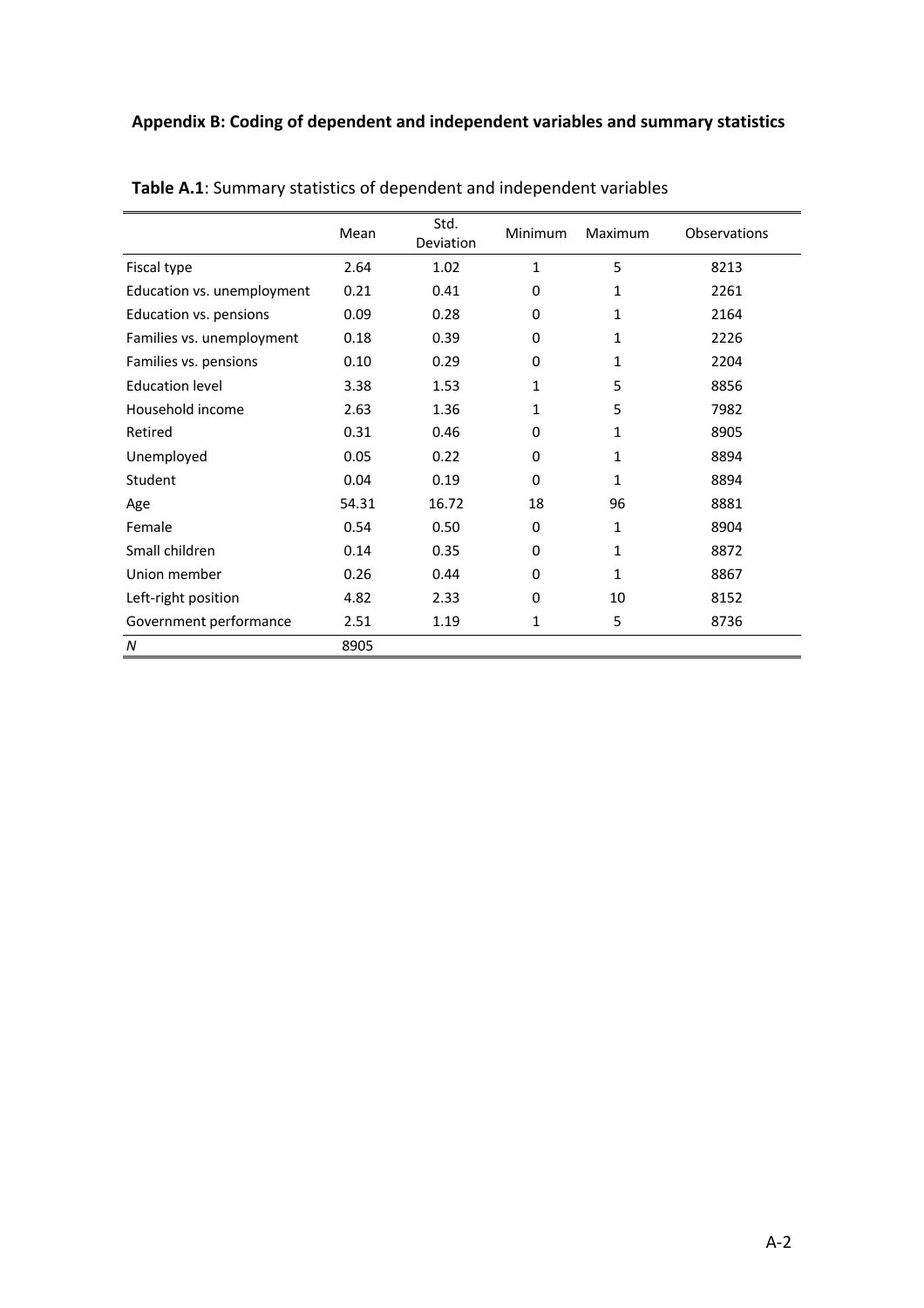## Appendix B: Coding of dependent and independent variables and summary statistics

**Table A.1**: Summary statistics of dependent and independent variables

| | Mean | Std. Deviation | Minimum | Maximum | Observations |
|---|---|---|---|---|---|
| Fiscal type | 2.64 | 1.02 | 1 | 5 | 8213 |
| Education vs. unemployment | 0.21 | 0.41 | 0 | 1 | 2261 |
| Education vs. pensions | 0.09 | 0.28 | 0 | 1 | 2164 |
| Families vs. unemployment | 0.18 | 0.39 | 0 | 1 | 2226 |
| Families vs. pensions | 0.10 | 0.29 | 0 | 1 | 2204 |
| Education level | 3.38 | 1.53 | 1 | 5 | 8856 |
| Household income | 2.63 | 1.36 | 1 | 5 | 7982 |
| Retired | 0.31 | 0.46 | 0 | 1 | 8905 |
| Unemployed | 0.05 | 0.22 | 0 | 1 | 8894 |
| Student | 0.04 | 0.19 | 0 | 1 | 8894 |
| Age | 54.31 | 16.72 | 18 | 96 | 8881 |
| Female | 0.54 | 0.50 | 0 | 1 | 8904 |
| Small children | 0.14 | 0.35 | 0 | 1 | 8872 |
| Union member | 0.26 | 0.44 | 0 | 1 | 8867 |
| Left-right position | 4.82 | 2.33 | 0 | 10 | 8152 |
| Government performance | 2.51 | 1.19 | 1 | 5 | 8736 |
| *N* | 8905 | | | | |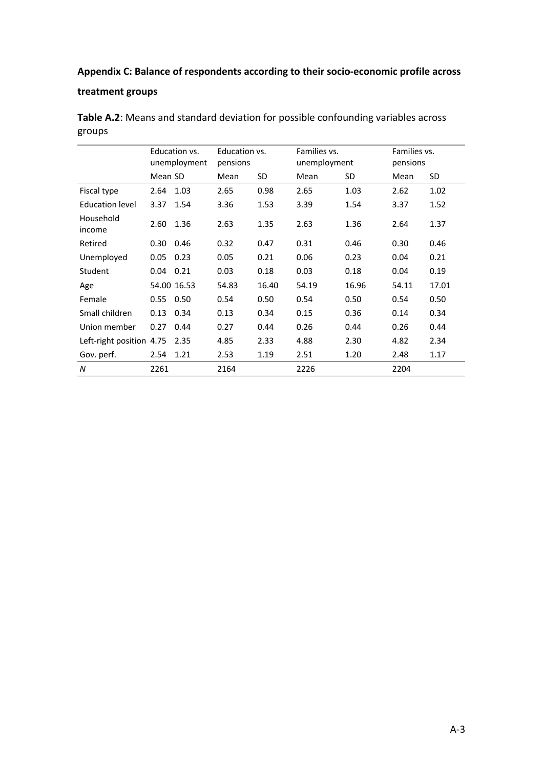**Appendix C: Balance of respondents according to their socio-economic profile across treatment groups**

**Table A.2**: Means and standard deviation for possible confounding variables across groups

| | Education vs. unemployment | | Education vs. pensions | | Families vs. unemployment | | Families vs. pensions | |
|---|---|---|---|---|---|---|---|---|
| | Mean | SD | Mean | SD | Mean | SD | Mean | SD |
| Fiscal type | 2.64 | 1.03 | 2.65 | 0.98 | 2.65 | 1.03 | 2.62 | 1.02 |
| Education level | 3.37 | 1.54 | 3.36 | 1.53 | 3.39 | 1.54 | 3.37 | 1.52 |
| Household income | 2.60 | 1.36 | 2.63 | 1.35 | 2.63 | 1.36 | 2.64 | 1.37 |
| Retired | 0.30 | 0.46 | 0.32 | 0.47 | 0.31 | 0.46 | 0.30 | 0.46 |
| Unemployed | 0.05 | 0.23 | 0.05 | 0.21 | 0.06 | 0.23 | 0.04 | 0.21 |
| Student | 0.04 | 0.21 | 0.03 | 0.18 | 0.03 | 0.18 | 0.04 | 0.19 |
| Age | 54.00 | 16.53 | 54.83 | 16.40 | 54.19 | 16.96 | 54.11 | 17.01 |
| Female | 0.55 | 0.50 | 0.54 | 0.50 | 0.54 | 0.50 | 0.54 | 0.50 |
| Small children | 0.13 | 0.34 | 0.13 | 0.34 | 0.15 | 0.36 | 0.14 | 0.34 |
| Union member | 0.27 | 0.44 | 0.27 | 0.44 | 0.26 | 0.44 | 0.26 | 0.44 |
| Left-right position | 4.75 | 2.35 | 4.85 | 2.33 | 4.88 | 2.30 | 4.82 | 2.34 |
| Gov. perf. | 2.54 | 1.21 | 2.53 | 1.19 | 2.51 | 1.20 | 2.48 | 1.17 |
| *N* | 2261 | | 2164 | | 2226 | | 2204 | |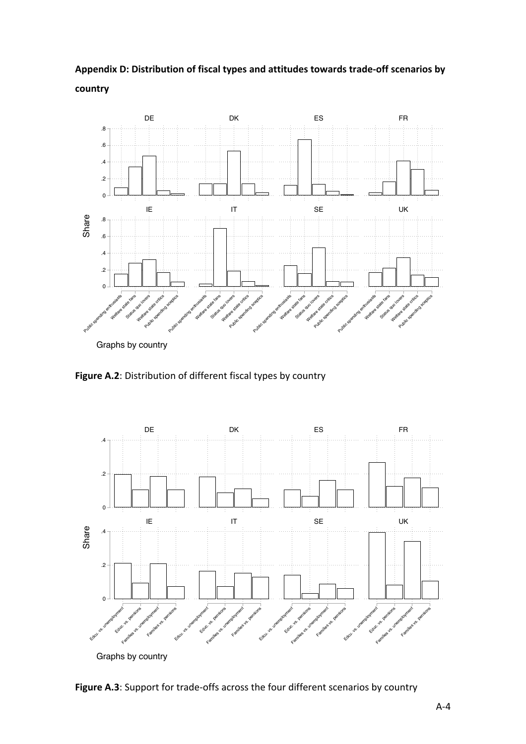**Appendix D: Distribution of fiscal types and attitudes towards trade-off scenarios by country**

**Figure A.2**: Distribution of different fiscal types by country

**Figure A.3**: Support for trade-offs across the four different scenarios by country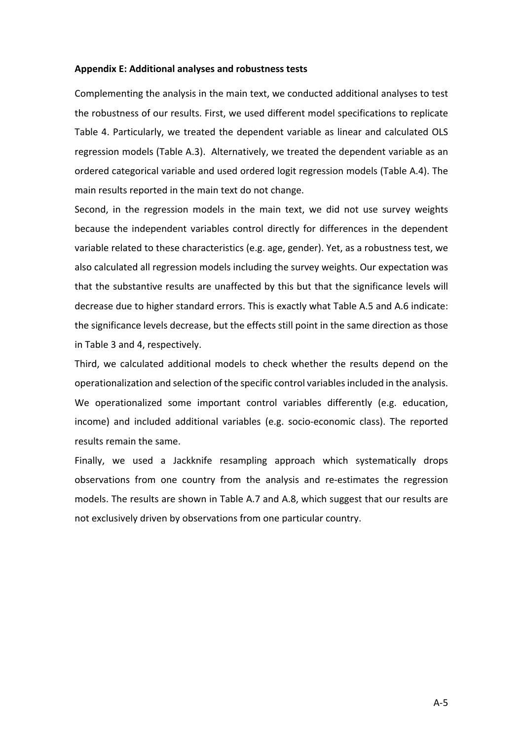**Appendix E: Additional analyses and robustness tests**

Complementing the analysis in the main text, we conducted additional analyses to test the robustness of our results. First, we used different model specifications to replicate Table 4. Particularly, we treated the dependent variable as linear and calculated OLS regression models (Table A.3). Alternatively, we treated the dependent variable as an ordered categorical variable and used ordered logit regression models (Table A.4). The main results reported in the main text do not change.

Second, in the regression models in the main text, we did not use survey weights because the independent variables control directly for differences in the dependent variable related to these characteristics (e.g. age, gender). Yet, as a robustness test, we also calculated all regression models including the survey weights. Our expectation was that the substantive results are unaffected by this but that the significance levels will decrease due to higher standard errors. This is exactly what Table A.5 and A.6 indicate: the significance levels decrease, but the effects still point in the same direction as those in Table 3 and 4, respectively.

Third, we calculated additional models to check whether the results depend on the operationalization and selection of the specific control variables included in the analysis. We operationalized some important control variables differently (e.g. education, income) and included additional variables (e.g. socio-economic class). The reported results remain the same.

Finally, we used a Jackknife resampling approach which systematically drops observations from one country from the analysis and re-estimates the regression models. The results are shown in Table A.7 and A.8, which suggest that our results are not exclusively driven by observations from one particular country.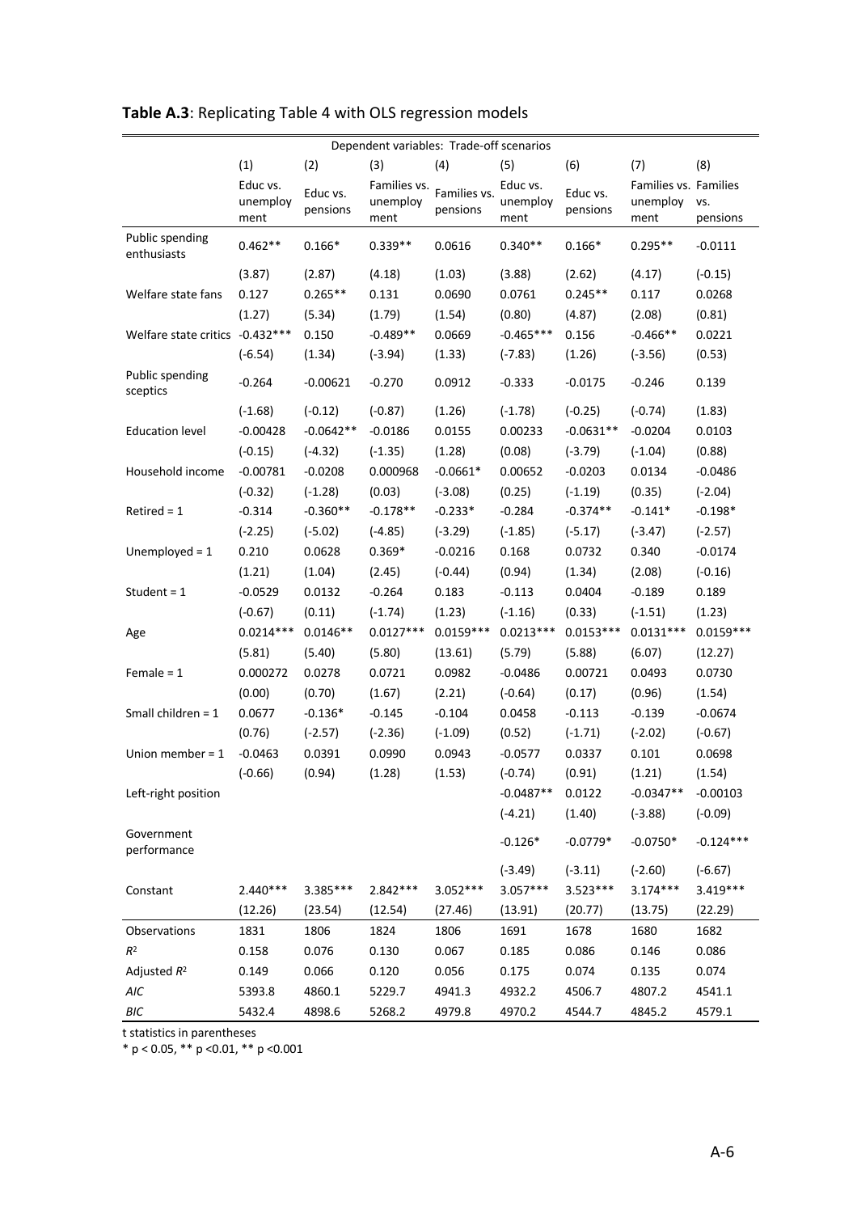**Table A.3**: Replicating Table 4 with OLS regression models

| | Dependent variables: Trade-off scenarios | | | | | | | |
|---|---|---|---|---|---|---|---|---|
| | (1) | (2) | (3) | (4) | (5) | (6) | (7) | (8) |
| | Educ vs. unemployment | Educ vs. pensions | Families vs. unemployment | Families vs. pensions | Educ vs. unemployment | Educ vs. pensions | Families vs. unemployment | Families vs. pensions |
| Public spending enthusiasts | 0.462** | 0.166* | 0.339** | 0.0616 | 0.340** | 0.166* | 0.295** | -0.0111 |
| | (3.87) | (2.87) | (4.18) | (1.03) | (3.88) | (2.62) | (4.17) | (-0.15) |
| Welfare state fans | 0.127 | 0.265** | 0.131 | 0.0690 | 0.0761 | 0.245** | 0.117 | 0.0268 |
| | (1.27) | (5.34) | (1.79) | (1.54) | (0.80) | (4.87) | (2.08) | (0.81) |
| Welfare state critics | -0.432*** | 0.150 | -0.489** | 0.0669 | -0.465*** | 0.156 | -0.466** | 0.0221 |
| | (-6.54) | (1.34) | (-3.94) | (1.33) | (-7.83) | (1.26) | (-3.56) | (0.53) |
| Public spending sceptics | -0.264 | -0.00621 | -0.270 | 0.0912 | -0.333 | -0.0175 | -0.246 | 0.139 |
| | (-1.68) | (-0.12) | (-0.87) | (1.26) | (-1.78) | (-0.25) | (-0.74) | (1.83) |
| Education level | -0.00428 | -0.0642** | -0.0186 | 0.0155 | 0.00233 | -0.0631** | -0.0204 | 0.0103 |
| | (-0.15) | (-4.32) | (-1.35) | (1.28) | (0.08) | (-3.79) | (-1.04) | (0.88) |
| Household income | -0.00781 | -0.0208 | 0.000968 | -0.0661* | 0.00652 | -0.0203 | 0.0134 | -0.0486 |
| | (-0.32) | (-1.28) | (0.03) | (-3.08) | (0.25) | (-1.19) | (0.35) | (-2.04) |
| Retired = 1 | -0.314 | -0.360** | -0.178** | -0.233* | -0.284 | -0.374** | -0.141* | -0.198* |
| | (-2.25) | (-5.02) | (-4.85) | (-3.29) | (-1.85) | (-5.17) | (-3.47) | (-2.57) |
| Unemployed = 1 | 0.210 | 0.0628 | 0.369* | -0.0216 | 0.168 | 0.0732 | 0.340 | -0.0174 |
| | (1.21) | (1.04) | (2.45) | (-0.44) | (0.94) | (1.34) | (2.08) | (-0.16) |
| Student = 1 | -0.0529 | 0.0132 | -0.264 | 0.183 | -0.113 | 0.0404 | -0.189 | 0.189 |
| | (-0.67) | (0.11) | (-1.74) | (1.23) | (-1.16) | (0.33) | (-1.51) | (1.23) |
| Age | 0.0214*** | 0.0146** | 0.0127*** | 0.0159*** | 0.0213*** | 0.0153*** | 0.0131*** | 0.0159*** |
| | (5.81) | (5.40) | (5.80) | (13.61) | (5.79) | (5.88) | (6.07) | (12.27) |
| Female = 1 | 0.000272 | 0.0278 | 0.0721 | 0.0982 | -0.0486 | 0.00721 | 0.0493 | 0.0730 |
| | (0.00) | (0.70) | (1.67) | (2.21) | (-0.64) | (0.17) | (0.96) | (1.54) |
| Small children = 1 | 0.0677 | -0.136* | -0.145 | -0.104 | 0.0458 | -0.113 | -0.139 | -0.0674 |
| | (0.76) | (-2.57) | (-2.36) | (-1.09) | (0.52) | (-1.71) | (-2.02) | (-0.67) |
| Union member = 1 | -0.0463 | 0.0391 | 0.0990 | 0.0943 | -0.0577 | 0.0337 | 0.101 | 0.0698 |
| | (-0.66) | (0.94) | (1.28) | (1.53) | (-0.74) | (0.91) | (1.21) | (1.54) |
| Left-right position | | | | | -0.0487** | 0.0122 | -0.0347** | -0.00103 |
| | | | | | (-4.21) | (1.40) | (-3.88) | (-0.09) |
| Government performance | | | | | -0.126* | -0.0779* | -0.0750* | -0.124*** |
| | | | | | (-3.49) | (-3.11) | (-2.60) | (-6.67) |
| Constant | 2.440*** | 3.385*** | 2.842*** | 3.052*** | 3.057*** | 3.523*** | 3.174*** | 3.419*** |
| | (12.26) | (23.54) | (12.54) | (27.46) | (13.91) | (20.77) | (13.75) | (22.29) |
| Observations | 1831 | 1806 | 1824 | 1806 | 1691 | 1678 | 1680 | 1682 |
| $R^2$ | 0.158 | 0.076 | 0.130 | 0.067 | 0.185 | 0.086 | 0.146 | 0.086 |
| Adjusted $R^2$ | 0.149 | 0.066 | 0.120 | 0.056 | 0.175 | 0.074 | 0.135 | 0.074 |
| *AIC* | 5393.8 | 4860.1 | 5229.7 | 4941.3 | 4932.2 | 4506.7 | 4807.2 | 4541.1 |
| *BIC* | 5432.4 | 4898.6 | 5268.2 | 4979.8 | 4970.2 | 4544.7 | 4845.2 | 4579.1 |

t statistics in parentheses

* $p < 0.05$, ** $p < 0.01$, ** $p < 0.001$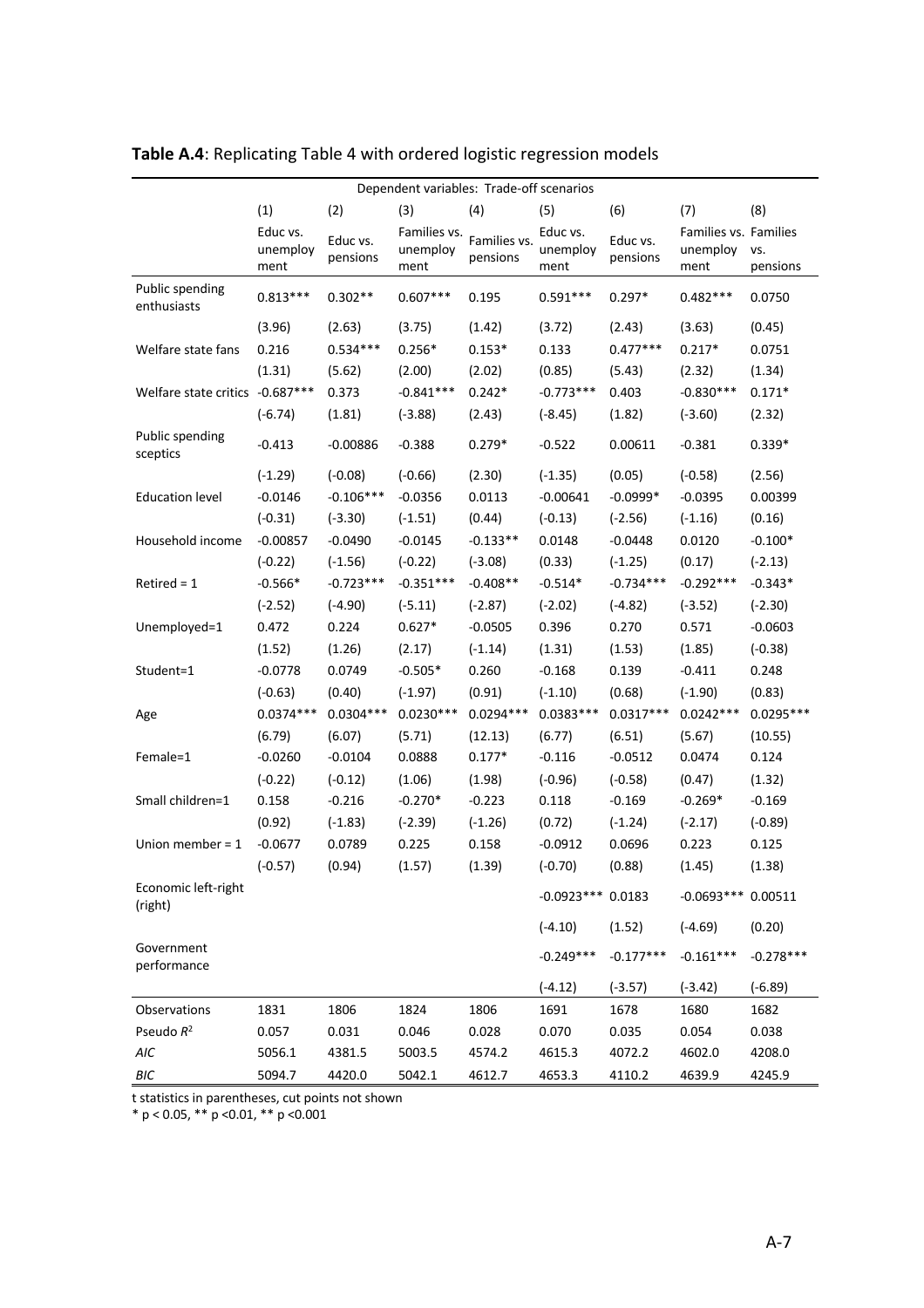**Table A.4**: Replicating Table 4 with ordered logistic regression models

| | Dependent variables: Trade-off scenarios | | | | | | | |
|---|---|---|---|---|---|---|---|---|
| | (1) | (2) | (3) | (4) | (5) | (6) | (7) | (8) |
| | Educ vs. unemployment | Educ vs. pensions | Families vs. unemployment | Families vs. pensions | Educ vs. unemployment | Educ vs. pensions | Families vs. unemployment | Families vs. pensions |
| Public spending enthusiasts | 0.813*** | 0.302** | 0.607*** | 0.195 | 0.591*** | 0.297* | 0.482*** | 0.0750 |
| | (3.96) | (2.63) | (3.75) | (1.42) | (3.72) | (2.43) | (3.63) | (0.45) |
| Welfare state fans | 0.216 | 0.534*** | 0.256* | 0.153* | 0.133 | 0.477*** | 0.217* | 0.0751 |
| | (1.31) | (5.62) | (2.00) | (2.02) | (0.85) | (5.43) | (2.32) | (1.34) |
| Welfare state critics | -0.687*** | 0.373 | -0.841*** | 0.242* | -0.773*** | 0.403 | -0.830*** | 0.171* |
| | (-6.74) | (1.81) | (-3.88) | (2.43) | (-8.45) | (1.82) | (-3.60) | (2.32) |
| Public spending sceptics | -0.413 | -0.00886 | -0.388 | 0.279* | -0.522 | 0.00611 | -0.381 | 0.339* |
| | (-1.29) | (-0.08) | (-0.66) | (2.30) | (-1.35) | (0.05) | (-0.58) | (2.56) |
| Education level | -0.0146 | -0.106*** | -0.0356 | 0.0113 | -0.00641 | -0.0999* | -0.0395 | 0.00399 |
| | (-0.31) | (-3.30) | (-1.51) | (0.44) | (-0.13) | (-2.56) | (-1.16) | (0.16) |
| Household income | -0.00857 | -0.0490 | -0.0145 | -0.133** | 0.0148 | -0.0448 | 0.0120 | -0.100* |
| | (-0.22) | (-1.56) | (-0.22) | (-3.08) | (0.33) | (-1.25) | (0.17) | (-2.13) |
| Retired = 1 | -0.566* | -0.723*** | -0.351*** | -0.408** | -0.514* | -0.734*** | -0.292*** | -0.343* |
| | (-2.52) | (-4.90) | (-5.11) | (-2.87) | (-2.02) | (-4.82) | (-3.52) | (-2.30) |
| Unemployed=1 | 0.472 | 0.224 | 0.627* | -0.0505 | 0.396 | 0.270 | 0.571 | -0.0603 |
| | (1.52) | (1.26) | (2.17) | (-1.14) | (1.31) | (1.53) | (1.85) | (-0.38) |
| Student=1 | -0.0778 | 0.0749 | -0.505* | 0.260 | -0.168 | 0.139 | -0.411 | 0.248 |
| | (-0.63) | (0.40) | (-1.97) | (0.91) | (-1.10) | (0.68) | (-1.90) | (0.83) |
| Age | 0.0374*** | 0.0304*** | 0.0230*** | 0.0294*** | 0.0383*** | 0.0317*** | 0.0242*** | 0.0295*** |
| | (6.79) | (6.07) | (5.71) | (12.13) | (6.77) | (6.51) | (5.67) | (10.55) |
| Female=1 | -0.0260 | -0.0104 | 0.0888 | 0.177* | -0.116 | -0.0512 | 0.0474 | 0.124 |
| | (-0.22) | (-0.12) | (1.06) | (1.98) | (-0.96) | (-0.58) | (0.47) | (1.32) |
| Small children=1 | 0.158 | -0.216 | -0.270* | -0.223 | 0.118 | -0.169 | -0.269* | -0.169 |
| | (0.92) | (-1.83) | (-2.39) | (-1.26) | (0.72) | (-1.24) | (-2.17) | (-0.89) |
| Union member = 1 | -0.0677 | 0.0789 | 0.225 | 0.158 | -0.0912 | 0.0696 | 0.223 | 0.125 |
| | (-0.57) | (0.94) | (1.57) | (1.39) | (-0.70) | (0.88) | (1.45) | (1.38) |
| Economic left-right (right) | | | | | -0.0923*** | 0.0183 | -0.0693*** | 0.00511 |
| | | | | | (-4.10) | (1.52) | (-4.69) | (0.20) |
| Government performance | | | | | -0.249*** | -0.177*** | -0.161*** | -0.278*** |
| | | | | | (-4.12) | (-3.57) | (-3.42) | (-6.89) |
| Observations | 1831 | 1806 | 1824 | 1806 | 1691 | 1678 | 1680 | 1682 |
| Pseudo $R^2$ | 0.057 | 0.031 | 0.046 | 0.028 | 0.070 | 0.035 | 0.054 | 0.038 |
| *AIC* | 5056.1 | 4381.5 | 5003.5 | 4574.2 | 4615.3 | 4072.2 | 4602.0 | 4208.0 |
| *BIC* | 5094.7 | 4420.0 | 5042.1 | 4612.7 | 4653.3 | 4110.2 | 4639.9 | 4245.9 |

t statistics in parentheses, cut points not shown
* p < 0.05, ** p <0.01, ** p <0.001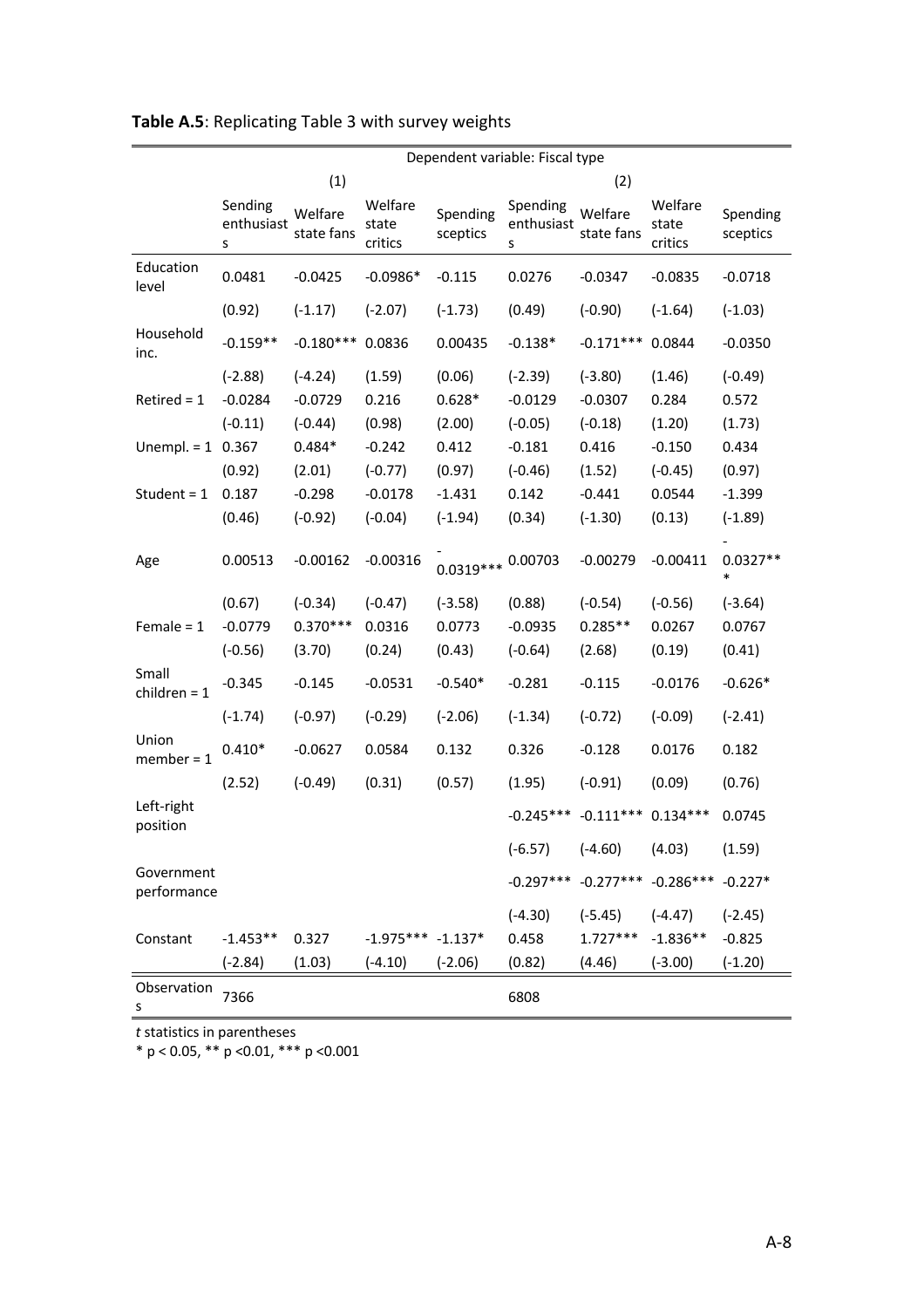**Table A.5**: Replicating Table 3 with survey weights

| | Dependent variable: Fiscal type | | | | | | | |
|---|---|---|---|---|---|---|---|---|
| | (1) | | | | (2) | | | |
| | Sending enthusiasts | Welfare state fans | Welfare state critics | Spending sceptics | Spending enthusiasts | Welfare state fans | Welfare state critics | Spending sceptics |
| Education level | 0.0481 | -0.0425 | -0.0986* | -0.115 | 0.0276 | -0.0347 | -0.0835 | -0.0718 |
| | (0.92) | (-1.17) | (-2.07) | (-1.73) | (0.49) | (-0.90) | (-1.64) | (-1.03) |
| Household inc. | -0.159** | -0.180*** | 0.0836 | 0.00435 | -0.138* | -0.171*** | 0.0844 | -0.0350 |
| | (-2.88) | (-4.24) | (1.59) | (0.06) | (-2.39) | (-3.80) | (1.46) | (-0.49) |
| Retired = 1 | -0.0284 | -0.0729 | 0.216 | 0.628* | -0.0129 | -0.0307 | 0.284 | 0.572 |
| | (-0.11) | (-0.44) | (0.98) | (2.00) | (-0.05) | (-0.18) | (1.20) | (1.73) |
| Unempl. = 1 | 0.367 | 0.484* | -0.242 | 0.412 | -0.181 | 0.416 | -0.150 | 0.434 |
| | (0.92) | (2.01) | (-0.77) | (0.97) | (-0.46) | (1.52) | (-0.45) | (0.97) |
| Student = 1 | 0.187 | -0.298 | -0.0178 | -1.431 | 0.142 | -0.441 | 0.0544 | -1.399 |
| | (0.46) | (-0.92) | (-0.04) | (-1.94) | (0.34) | (-1.30) | (0.13) | (-1.89) |
| Age | 0.00513 | -0.00162 | -0.00316 | -0.0319*** | 0.00703 | -0.00279 | -0.00411 | -0.0327*** |
| | (0.67) | (-0.34) | (-0.47) | (-3.58) | (0.88) | (-0.54) | (-0.56) | (-3.64) |
| Female = 1 | -0.0779 | 0.370*** | 0.0316 | 0.0773 | -0.0935 | 0.285** | 0.0267 | 0.0767 |
| | (-0.56) | (3.70) | (0.24) | (0.43) | (-0.64) | (2.68) | (0.19) | (0.41) |
| Small children = 1 | -0.345 | -0.145 | -0.0531 | -0.540* | -0.281 | -0.115 | -0.0176 | -0.626* |
| | (-1.74) | (-0.97) | (-0.29) | (-2.06) | (-1.34) | (-0.72) | (-0.09) | (-2.41) |
| Union member = 1 | 0.410* | -0.0627 | 0.0584 | 0.132 | 0.326 | -0.128 | 0.0176 | 0.182 |
| | (2.52) | (-0.49) | (0.31) | (0.57) | (1.95) | (-0.91) | (0.09) | (0.76) |
| Left-right position | | | | | -0.245*** | -0.111*** | 0.134*** | 0.0745 |
| | | | | | (-6.57) | (-4.60) | (4.03) | (1.59) |
| Government performance | | | | | -0.297*** | -0.277*** | -0.286*** | -0.227* |
| | | | | | (-4.30) | (-5.45) | (-4.47) | (-2.45) |
| Constant | -1.453** | 0.327 | -1.975*** | -1.137* | 0.458 | 1.727*** | -1.836** | -0.825 |
| | (-2.84) | (1.03) | (-4.10) | (-2.06) | (0.82) | (4.46) | (-3.00) | (-1.20) |
| Observations | 7366 | | | | 6808 | | | |

*t* statistics in parentheses

\* p < 0.05, \*\* p <0.01, \*\*\* p <0.001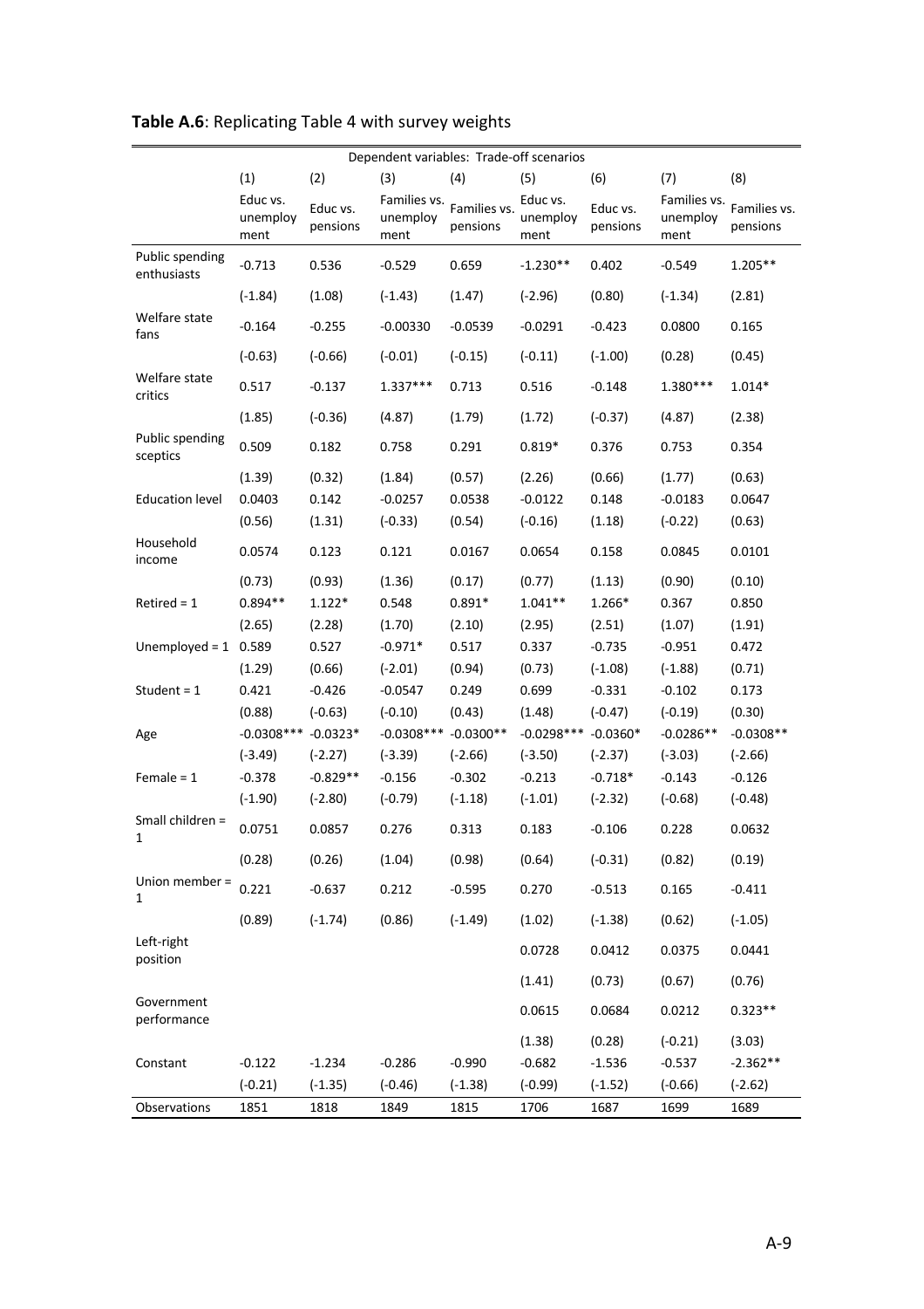**Table A.6**: Replicating Table 4 with survey weights

| | Dependent variables: Trade-off scenarios | | | | | | | |
|---|---|---|---|---|---|---|---|---|
| | (1) | (2) | (3) | (4) | (5) | (6) | (7) | (8) |
| | Educ vs. unemployment | Educ vs. pensions | Families vs. unemployment | Families vs. pensions | Educ vs. unemployment | Educ vs. pensions | Families vs. unemployment | Families vs. pensions |
| Public spending enthusiasts | -0.713 | 0.536 | -0.529 | 0.659 | -1.230** | 0.402 | -0.549 | 1.205** |
| | (-1.84) | (1.08) | (-1.43) | (1.47) | (-2.96) | (0.80) | (-1.34) | (2.81) |
| Welfare state fans | -0.164 | -0.255 | -0.00330 | -0.0539 | -0.0291 | -0.423 | 0.0800 | 0.165 |
| | (-0.63) | (-0.66) | (-0.01) | (-0.15) | (-0.11) | (-1.00) | (0.28) | (0.45) |
| Welfare state critics | 0.517 | -0.137 | 1.337*** | 0.713 | 0.516 | -0.148 | 1.380*** | 1.014* |
| | (1.85) | (-0.36) | (4.87) | (1.79) | (1.72) | (-0.37) | (4.87) | (2.38) |
| Public spending sceptics | 0.509 | 0.182 | 0.758 | 0.291 | 0.819* | 0.376 | 0.753 | 0.354 |
| | (1.39) | (0.32) | (1.84) | (0.57) | (2.26) | (0.66) | (1.77) | (0.63) |
| Education level | 0.0403 | 0.142 | -0.0257 | 0.0538 | -0.0122 | 0.148 | -0.0183 | 0.0647 |
| | (0.56) | (1.31) | (-0.33) | (0.54) | (-0.16) | (1.18) | (-0.22) | (0.63) |
| Household income | 0.0574 | 0.123 | 0.121 | 0.0167 | 0.0654 | 0.158 | 0.0845 | 0.0101 |
| | (0.73) | (0.93) | (1.36) | (0.17) | (0.77) | (1.13) | (0.90) | (0.10) |
| Retired = 1 | 0.894** | 1.122* | 0.548 | 0.891* | 1.041** | 1.266* | 0.367 | 0.850 |
| | (2.65) | (2.28) | (1.70) | (2.10) | (2.95) | (2.51) | (1.07) | (1.91) |
| Unemployed = 1 | 0.589 | 0.527 | -0.971* | 0.517 | 0.337 | -0.735 | -0.951 | 0.472 |
| | (1.29) | (0.66) | (-2.01) | (0.94) | (0.73) | (-1.08) | (-1.88) | (0.71) |
| Student = 1 | 0.421 | -0.426 | -0.0547 | 0.249 | 0.699 | -0.331 | -0.102 | 0.173 |
| | (0.88) | (-0.63) | (-0.10) | (0.43) | (1.48) | (-0.47) | (-0.19) | (0.30) |
| Age | -0.0308*** | -0.0323* | -0.0308*** | -0.0300** | -0.0298*** | -0.0360* | -0.0286** | -0.0308** |
| | (-3.49) | (-2.27) | (-3.39) | (-2.66) | (-3.50) | (-2.37) | (-3.03) | (-2.66) |
| Female = 1 | -0.378 | -0.829** | -0.156 | -0.302 | -0.213 | -0.718* | -0.143 | -0.126 |
| | (-1.90) | (-2.80) | (-0.79) | (-1.18) | (-1.01) | (-2.32) | (-0.68) | (-0.48) |
| Small children = 1 | 0.0751 | 0.0857 | 0.276 | 0.313 | 0.183 | -0.106 | 0.228 | 0.0632 |
| | (0.28) | (0.26) | (1.04) | (0.98) | (0.64) | (-0.31) | (0.82) | (0.19) |
| Union member = 1 | 0.221 | -0.637 | 0.212 | -0.595 | 0.270 | -0.513 | 0.165 | -0.411 |
| | (0.89) | (-1.74) | (0.86) | (-1.49) | (1.02) | (-1.38) | (0.62) | (-1.05) |
| Left-right position | | | | | 0.0728 | 0.0412 | 0.0375 | 0.0441 |
| | | | | | (1.41) | (0.73) | (0.67) | (0.76) |
| Government performance | | | | | 0.0615 | 0.0684 | 0.0212 | 0.323** |
| | | | | | (1.38) | (0.28) | (-0.21) | (3.03) |
| Constant | -0.122 | -1.234 | -0.286 | -0.990 | -0.682 | -1.536 | -0.537 | -2.362** |
| | (-0.21) | (-1.35) | (-0.46) | (-1.38) | (-0.99) | (-1.52) | (-0.66) | (-2.62) |
| Observations | 1851 | 1818 | 1849 | 1815 | 1706 | 1687 | 1699 | 1689 |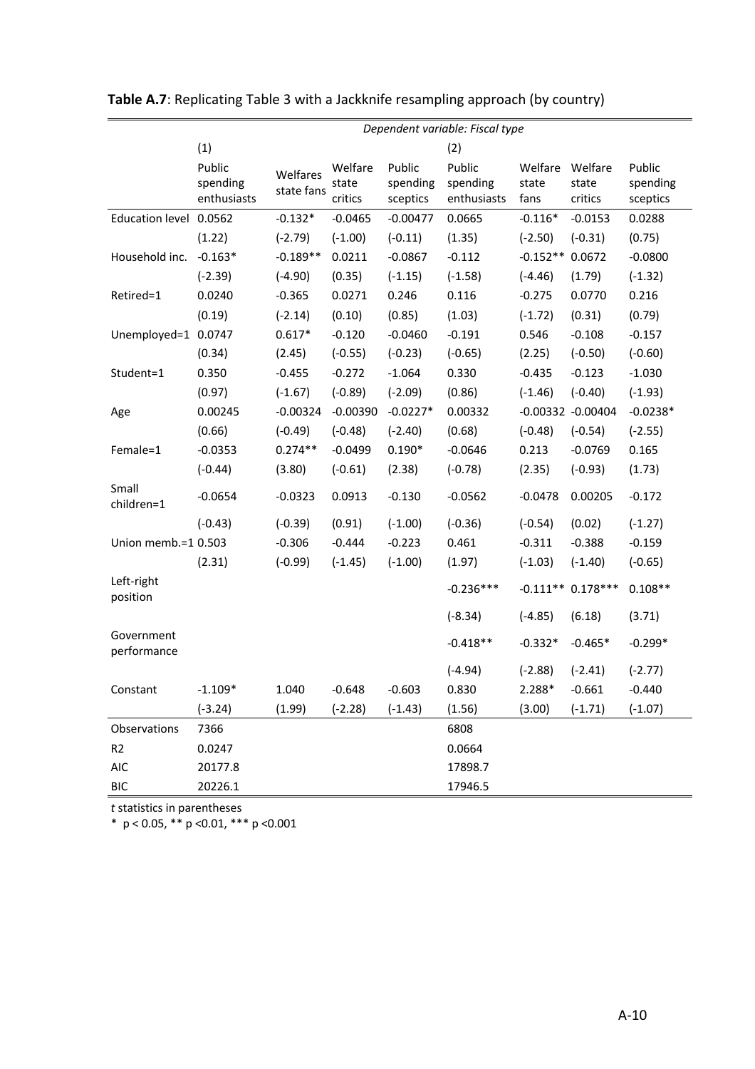**Table A.7**: Replicating Table 3 with a Jackknife resampling approach (by country)

| | *Dependent variable: Fiscal type* | | | | | | | |
|---|---|---|---|---|---|---|---|---|
| | (1) | | | | (2) | | | |
| | Public spending enthusiasts | Welfares state fans | Welfare state critics | Public spending sceptics | Public spending enthusiasts | Welfare state fans | Welfare state critics | Public spending sceptics |
| Education level | 0.0562 | -0.132* | -0.0465 | -0.00477 | 0.0665 | -0.116* | -0.0153 | 0.0288 |
| | (1.22) | (-2.79) | (-1.00) | (-0.11) | (1.35) | (-2.50) | (-0.31) | (0.75) |
| Household inc. | -0.163* | -0.189** | 0.0211 | -0.0867 | -0.112 | -0.152** | 0.0672 | -0.0800 |
| | (-2.39) | (-4.90) | (0.35) | (-1.15) | (-1.58) | (-4.46) | (1.79) | (-1.32) |
| Retired=1 | 0.0240 | -0.365 | 0.0271 | 0.246 | 0.116 | -0.275 | 0.0770 | 0.216 |
| | (0.19) | (-2.14) | (0.10) | (0.85) | (1.03) | (-1.72) | (0.31) | (0.79) |
| Unemployed=1 | 0.0747 | 0.617* | -0.120 | -0.0460 | -0.191 | 0.546 | -0.108 | -0.157 |
| | (0.34) | (2.45) | (-0.55) | (-0.23) | (-0.65) | (2.25) | (-0.50) | (-0.60) |
| Student=1 | 0.350 | -0.455 | -0.272 | -1.064 | 0.330 | -0.435 | -0.123 | -1.030 |
| | (0.97) | (-1.67) | (-0.89) | (-2.09) | (0.86) | (-1.46) | (-0.40) | (-1.93) |
| Age | 0.00245 | -0.00324 | -0.00390 | -0.0227* | 0.00332 | -0.00332 | -0.00404 | -0.0238* |
| | (0.66) | (-0.49) | (-0.48) | (-2.40) | (0.68) | (-0.48) | (-0.54) | (-2.55) |
| Female=1 | -0.0353 | 0.274** | -0.0499 | 0.190* | -0.0646 | 0.213 | -0.0769 | 0.165 |
| | (-0.44) | (3.80) | (-0.61) | (2.38) | (-0.78) | (2.35) | (-0.93) | (1.73) |
| Small children=1 | -0.0654 | -0.0323 | 0.0913 | -0.130 | -0.0562 | -0.0478 | 0.00205 | -0.172 |
| | (-0.43) | (-0.39) | (0.91) | (-1.00) | (-0.36) | (-0.54) | (0.02) | (-1.27) |
| Union memb.=1 | 0.503 | -0.306 | -0.444 | -0.223 | 0.461 | -0.311 | -0.388 | -0.159 |
| | (2.31) | (-0.99) | (-1.45) | (-1.00) | (1.97) | (-1.03) | (-1.40) | (-0.65) |
| Left-right position | | | | | -0.236*** | -0.111** | 0.178*** | 0.108** |
| | | | | | (-8.34) | (-4.85) | (6.18) | (3.71) |
| Government performance | | | | | -0.418** | -0.332* | -0.465* | -0.299* |
| | | | | | (-4.94) | (-2.88) | (-2.41) | (-2.77) |
| Constant | -1.109* | 1.040 | -0.648 | -0.603 | 0.830 | 2.288* | -0.661 | -0.440 |
| | (-3.24) | (1.99) | (-2.28) | (-1.43) | (1.56) | (3.00) | (-1.71) | (-1.07) |
| Observations | 7366 | | | | 6808 | | | |
| R2 | 0.0247 | | | | 0.0664 | | | |
| AIC | 20177.8 | | | | 17898.7 | | | |
| BIC | 20226.1 | | | | 17946.5 | | | |

*t* statistics in parentheses

* $p < 0.05$, ** $p < 0.01$, *** $p < 0.001$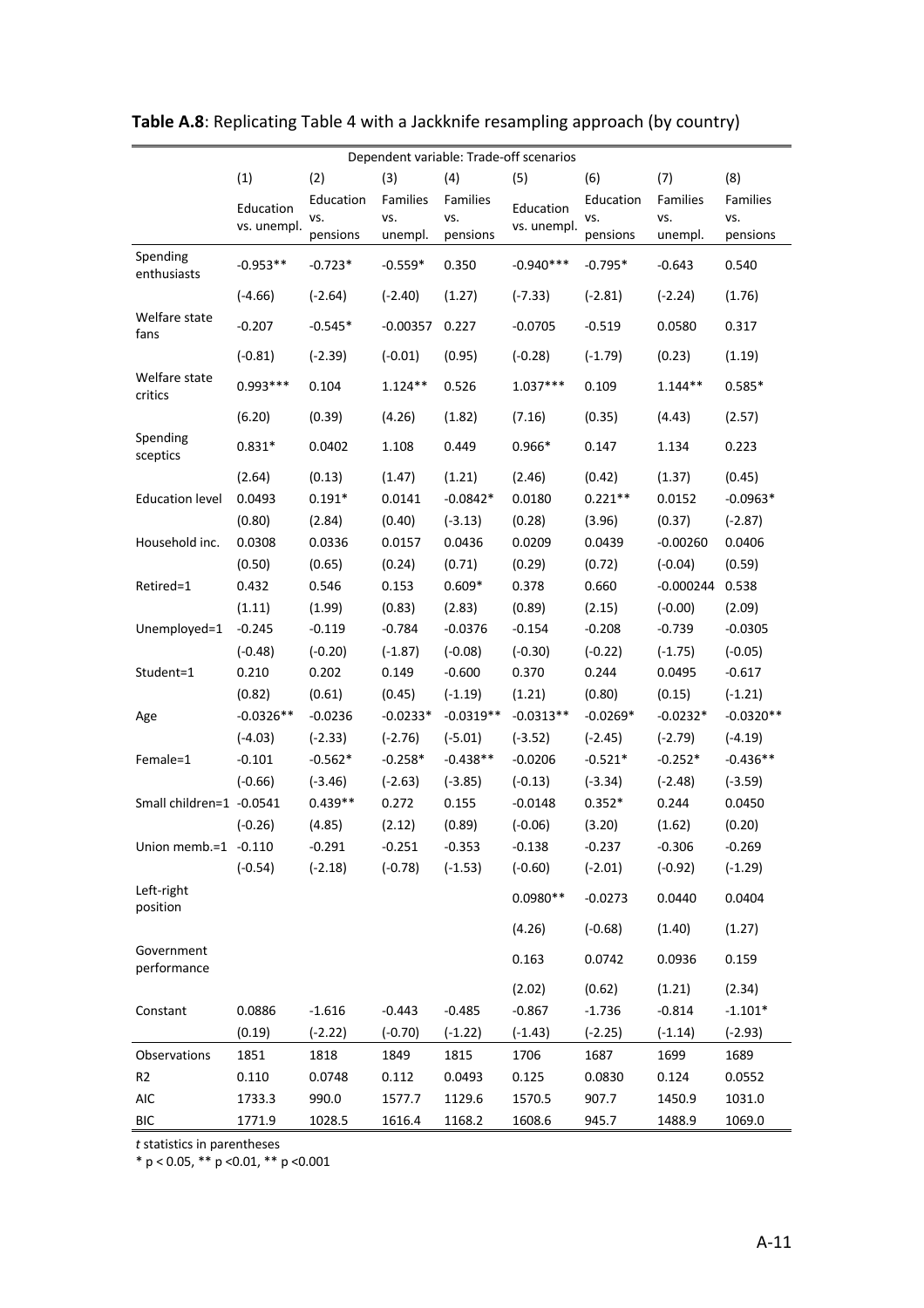**Table A.8**: Replicating Table 4 with a Jackknife resampling approach (by country)

| | Dependent variable: Trade-off scenarios | | | | | | | |
|---|---|---|---|---|---|---|---|---|
| | (1) | (2) | (3) | (4) | (5) | (6) | (7) | (8) |
| | Education vs. unempl. | Education vs. pensions | Families vs. unempl. | Families vs. pensions | Education vs. unempl. | Education vs. pensions | Families vs. unempl. | Families vs. pensions |
| Spending enthusiasts | -0.953** | -0.723* | -0.559* | 0.350 | -0.940*** | -0.795* | -0.643 | 0.540 |
| | (-4.66) | (-2.64) | (-2.40) | (1.27) | (-7.33) | (-2.81) | (-2.24) | (1.76) |
| Welfare state fans | -0.207 | -0.545* | -0.00357 | 0.227 | -0.0705 | -0.519 | 0.0580 | 0.317 |
| | (-0.81) | (-2.39) | (-0.01) | (0.95) | (-0.28) | (-1.79) | (0.23) | (1.19) |
| Welfare state critics | 0.993*** | 0.104 | 1.124** | 0.526 | 1.037*** | 0.109 | 1.144** | 0.585* |
| | (6.20) | (0.39) | (4.26) | (1.82) | (7.16) | (0.35) | (4.43) | (2.57) |
| Spending sceptics | 0.831* | 0.0402 | 1.108 | 0.449 | 0.966* | 0.147 | 1.134 | 0.223 |
| | (2.64) | (0.13) | (1.47) | (1.21) | (2.46) | (0.42) | (1.37) | (0.45) |
| Education level | 0.0493 | 0.191* | 0.0141 | -0.0842* | 0.0180 | 0.221** | 0.0152 | -0.0963* |
| | (0.80) | (2.84) | (0.40) | (-3.13) | (0.28) | (3.96) | (0.37) | (-2.87) |
| Household inc. | 0.0308 | 0.0336 | 0.0157 | 0.0436 | 0.0209 | 0.0439 | -0.00260 | 0.0406 |
| | (0.50) | (0.65) | (0.24) | (0.71) | (0.29) | (0.72) | (-0.04) | (0.59) |
| Retired=1 | 0.432 | 0.546 | 0.153 | 0.609* | 0.378 | 0.660 | -0.000244 | 0.538 |
| | (1.11) | (1.99) | (0.83) | (2.83) | (0.89) | (2.15) | (-0.00) | (2.09) |
| Unemployed=1 | -0.245 | -0.119 | -0.784 | -0.0376 | -0.154 | -0.208 | -0.739 | -0.0305 |
| | (-0.48) | (-0.20) | (-1.87) | (-0.08) | (-0.30) | (-0.22) | (-1.75) | (-0.05) |
| Student=1 | 0.210 | 0.202 | 0.149 | -0.600 | 0.370 | 0.244 | 0.0495 | -0.617 |
| | (0.82) | (0.61) | (0.45) | (-1.19) | (1.21) | (0.80) | (0.15) | (-1.21) |
| Age | -0.0326** | -0.0236 | -0.0233* | -0.0319** | -0.0313** | -0.0269* | -0.0232* | -0.0320** |
| | (-4.03) | (-2.33) | (-2.76) | (-5.01) | (-3.52) | (-2.45) | (-2.79) | (-4.19) |
| Female=1 | -0.101 | -0.562* | -0.258* | -0.438** | -0.0206 | -0.521* | -0.252* | -0.436** |
| | (-0.66) | (-3.46) | (-2.63) | (-3.85) | (-0.13) | (-3.34) | (-2.48) | (-3.59) |
| Small children=1 | -0.0541 | 0.439** | 0.272 | 0.155 | -0.0148 | 0.352* | 0.244 | 0.0450 |
| | (-0.26) | (4.85) | (2.12) | (0.89) | (-0.06) | (3.20) | (1.62) | (0.20) |
| Union memb.=1 | -0.110 | -0.291 | -0.251 | -0.353 | -0.138 | -0.237 | -0.306 | -0.269 |
| | (-0.54) | (-2.18) | (-0.78) | (-1.53) | (-0.60) | (-2.01) | (-0.92) | (-1.29) |
| Left-right position | | | | | 0.0980** | -0.0273 | 0.0440 | 0.0404 |
| | | | | | (4.26) | (-0.68) | (1.40) | (1.27) |
| Government performance | | | | | 0.163 | 0.0742 | 0.0936 | 0.159 |
| | | | | | (2.02) | (0.62) | (1.21) | (2.34) |
| Constant | 0.0886 | -1.616 | -0.443 | -0.485 | -0.867 | -1.736 | -0.814 | -1.101* |
| | (0.19) | (-2.22) | (-0.70) | (-1.22) | (-1.43) | (-2.25) | (-1.14) | (-2.93) |
| Observations | 1851 | 1818 | 1849 | 1815 | 1706 | 1687 | 1699 | 1689 |
| R2 | 0.110 | 0.0748 | 0.112 | 0.0493 | 0.125 | 0.0830 | 0.124 | 0.0552 |
| AIC | 1733.3 | 990.0 | 1577.7 | 1129.6 | 1570.5 | 907.7 | 1450.9 | 1031.0 |
| BIC | 1771.9 | 1028.5 | 1616.4 | 1168.2 | 1608.6 | 945.7 | 1488.9 | 1069.0 |

*t* statistics in parentheses

\* $p < 0.05$, ** $p < 0.01$, ** $p < 0.001$